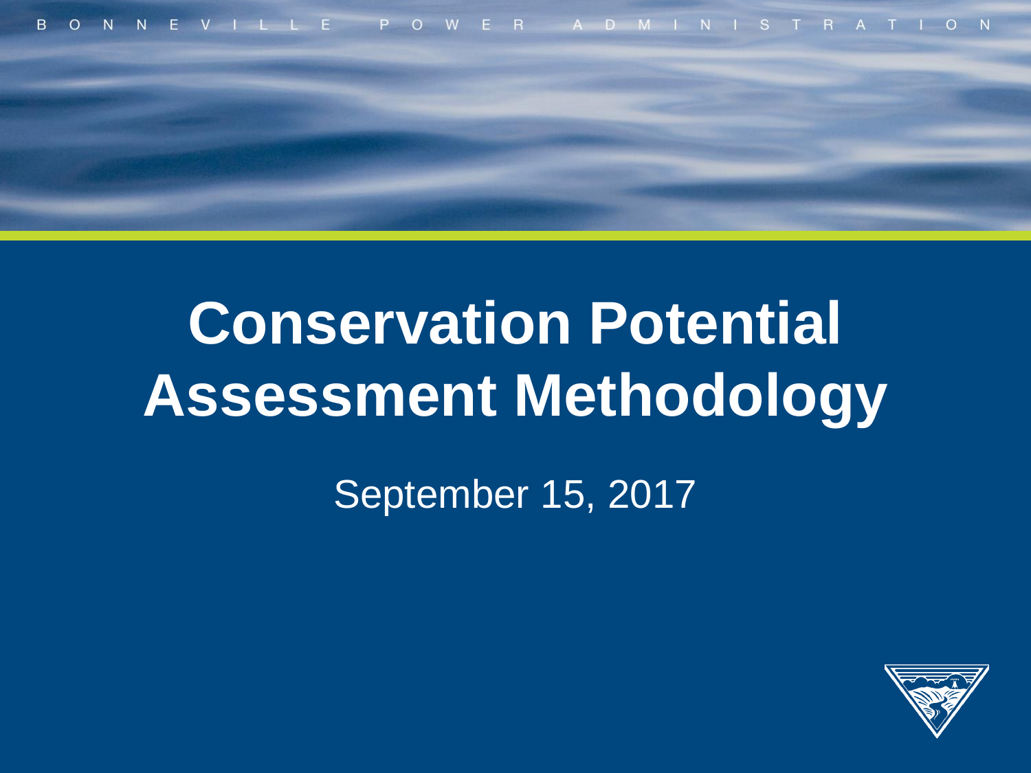BONNEVILLE POWER ADMINISTRATION

# Conservation Potential Assessment Methodology

September 15, 2017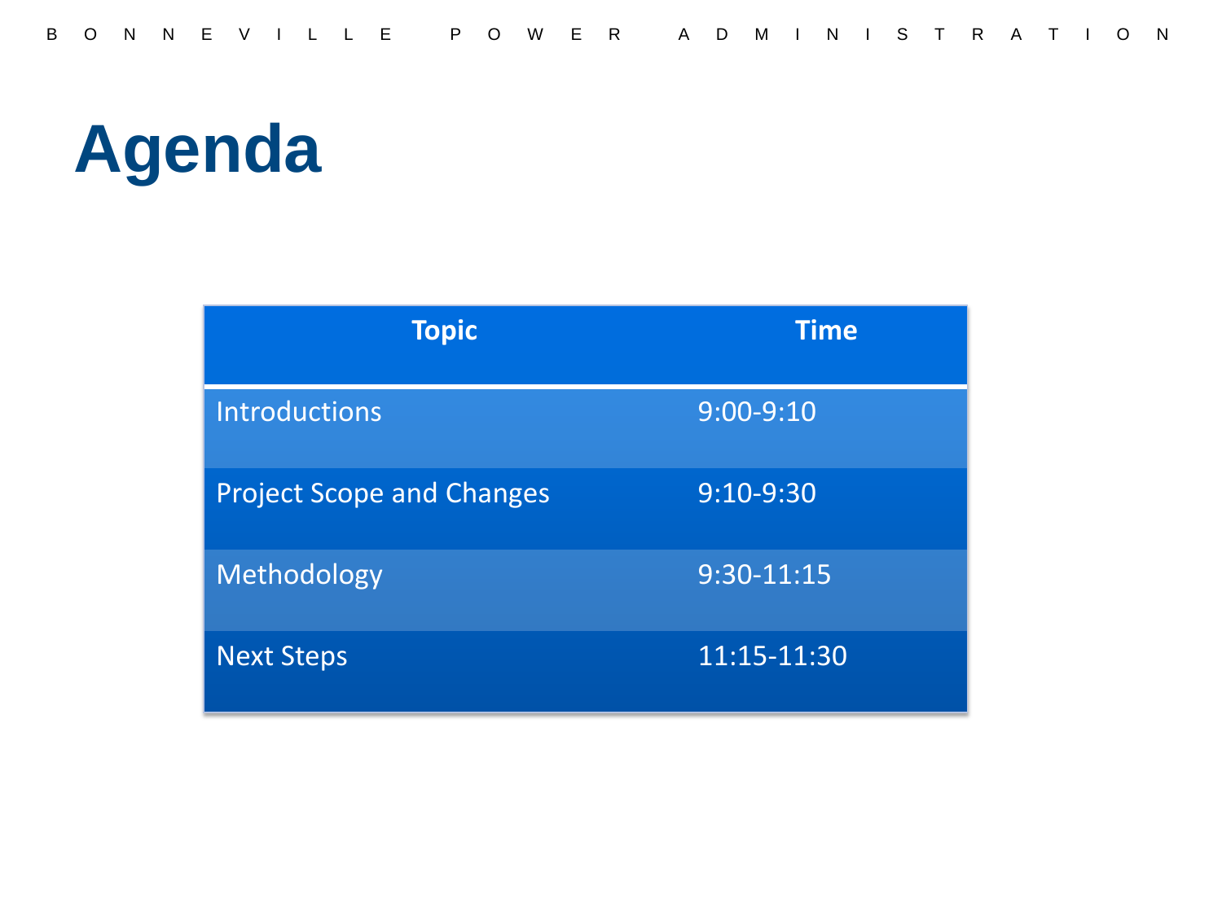# Agenda

| Topic | Time |
| --- | --- |
| Introductions | 9:00-9:10 |
| Project Scope and Changes | 9:10-9:30 |
| Methodology | 9:30-11:15 |
| Next Steps | 11:15-11:30 |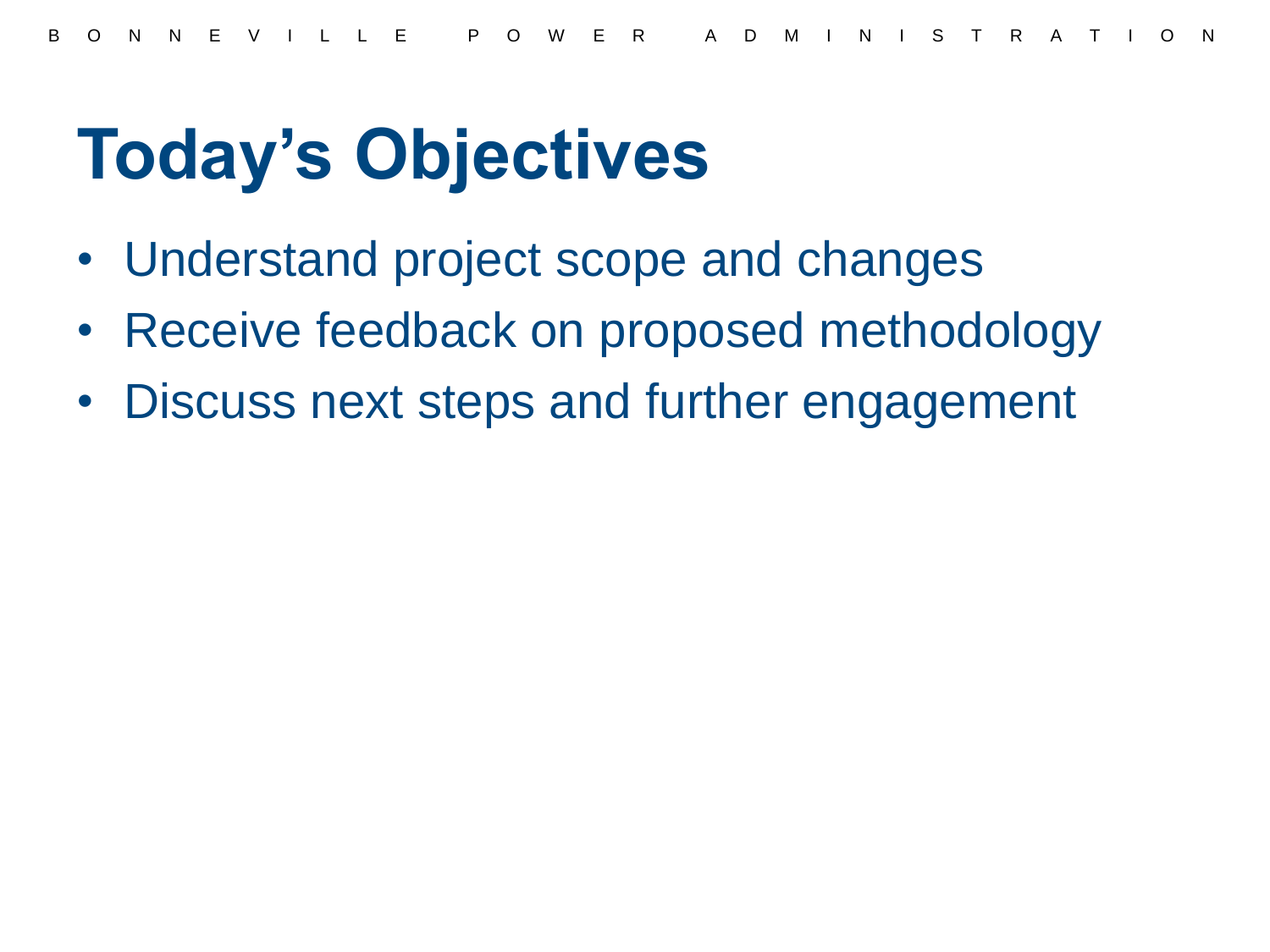# Today's Objectives

- Understand project scope and changes
- Receive feedback on proposed methodology
- Discuss next steps and further engagement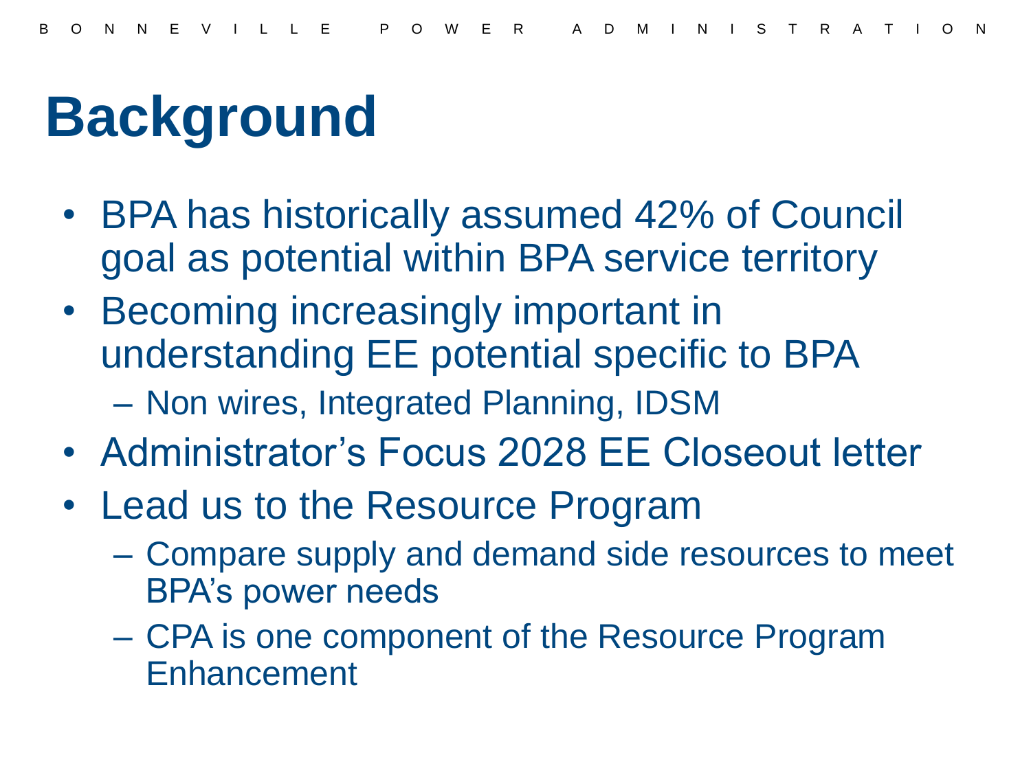# Background

- BPA has historically assumed 42% of Council goal as potential within BPA service territory
- Becoming increasingly important in understanding EE potential specific to BPA
  - Non wires, Integrated Planning, IDSM
- Administrator's Focus 2028 EE Closeout letter
- Lead us to the Resource Program
  - Compare supply and demand side resources to meet BPA's power needs
  - CPA is one component of the Resource Program Enhancement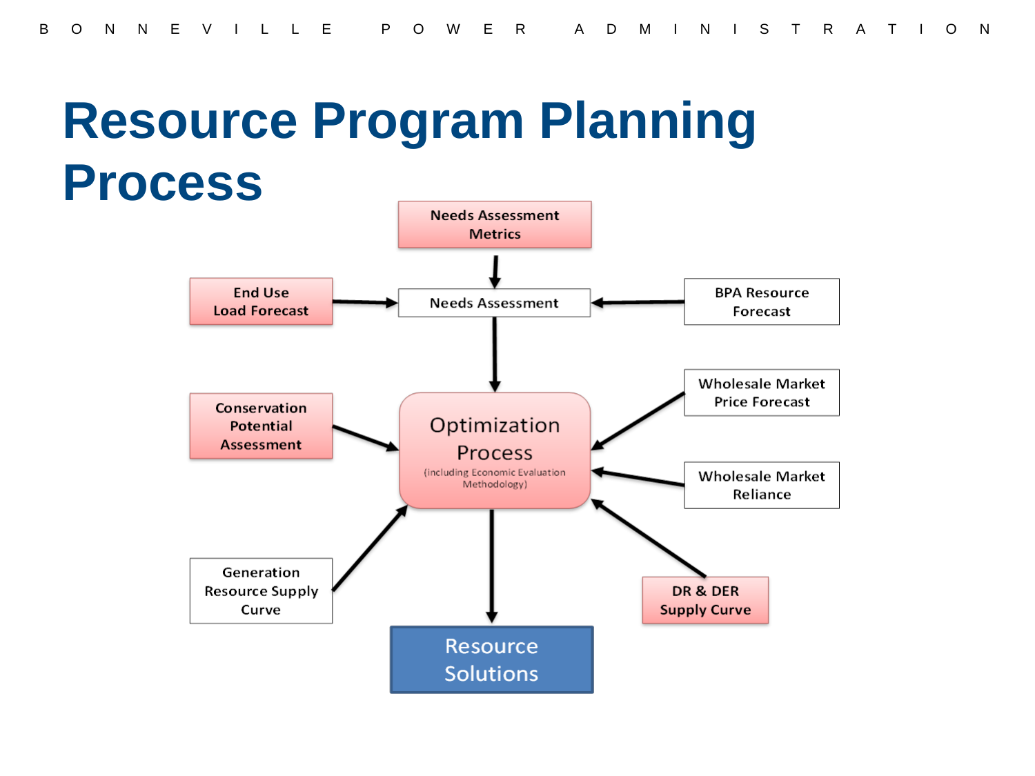# Resource Program Planning Process

Needs Assessment Metrics

End Use Load Forecast

Needs Assessment

BPA Resource Forecast

Conservation Potential Assessment

Optimization Process

(including Economic Evaluation Methodology)

Wholesale Market Price Forecast

Wholesale Market Reliance

Generation Resource Supply Curve

DR & DER Supply Curve

Resource Solutions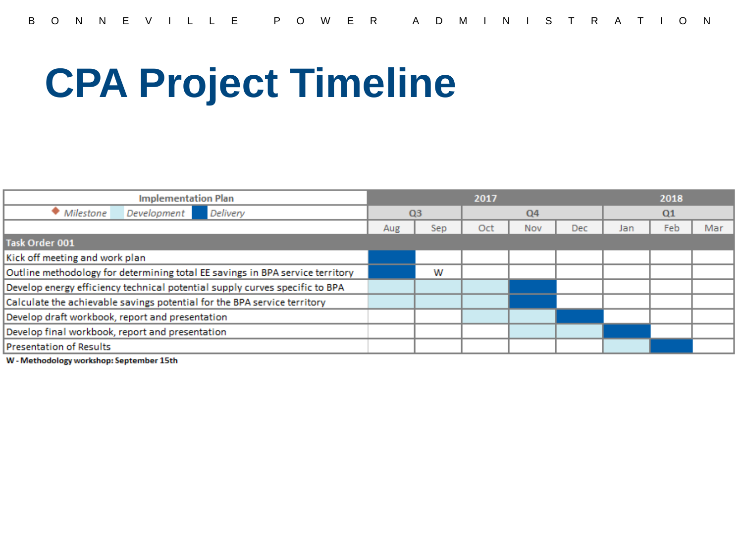# CPA Project Timeline

| Implementation Plan | 2017 | | | | | 2018 | | |
|---|---|---|---|---|---|---|---|---|
| ◆ *Milestone* / *Development* (light blue) / *Delivery* (dark blue) | Q3 | | Q4 | | | Q1 | | |
| | Aug | Sep | Oct | Nov | Dec | Jan | Feb | Mar |
| **Task Order 001** | | | | | | | | |
| Kick off meeting and work plan | Delivery | | | | | | | |
| Outline methodology for determining total EE savings in BPA service territory | Delivery | W | | | | | | |
| Develop energy efficiency technical potential supply curves specific to BPA | Development | Development | Development | Delivery | | | | |
| Calculate the achievable savings potential for the BPA service territory | Development | Development | Development | Delivery | | | | |
| Develop draft workbook, report and presentation | | | Development | Development | Delivery | | | |
| Develop final workbook, report and presentation | | | | Development | Development | Delivery | | |
| Presentation of Results | | | | | | Development | Delivery | |

**W - Methodology workshop: September 15th**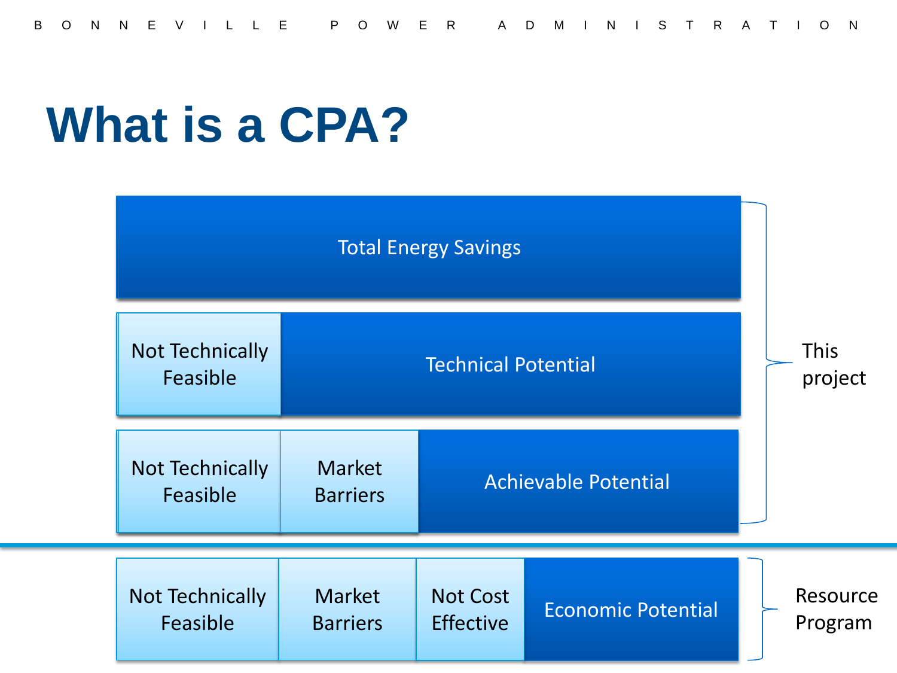# What is a CPA?

| | | | |
|---|---|---|---|
| Total Energy Savings | | | |
| Not Technically Feasible | Technical Potential | | |
| Not Technically Feasible | Market Barriers | Achievable Potential | |
| Not Technically Feasible | Market Barriers | Not Cost Effective | Economic Potential |

This project: Total Energy Savings, Technical Potential, Achievable Potential

Resource Program: Economic Potential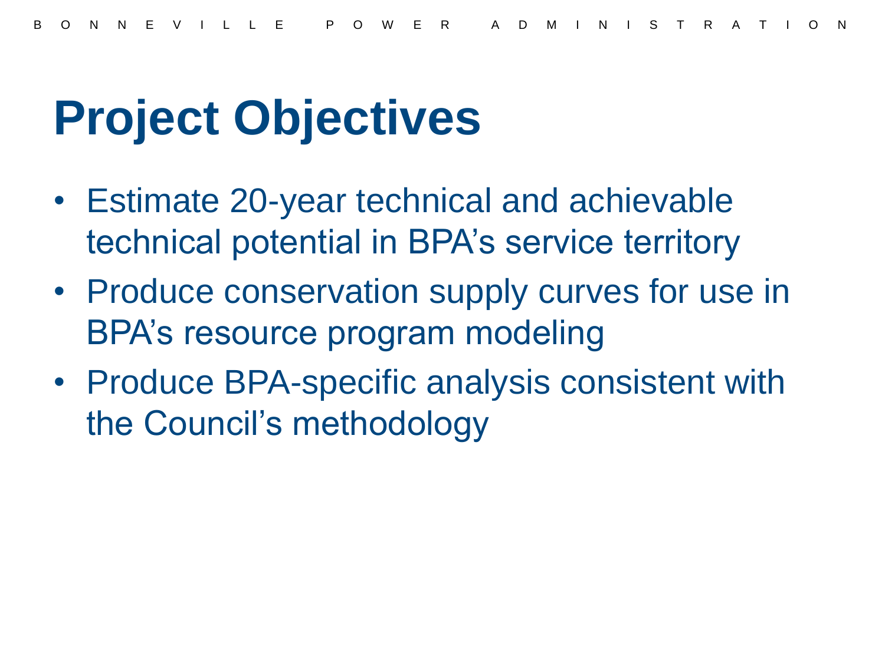# Project Objectives

- Estimate 20-year technical and achievable technical potential in BPA’s service territory
- Produce conservation supply curves for use in BPA’s resource program modeling
- Produce BPA-specific analysis consistent with the Council’s methodology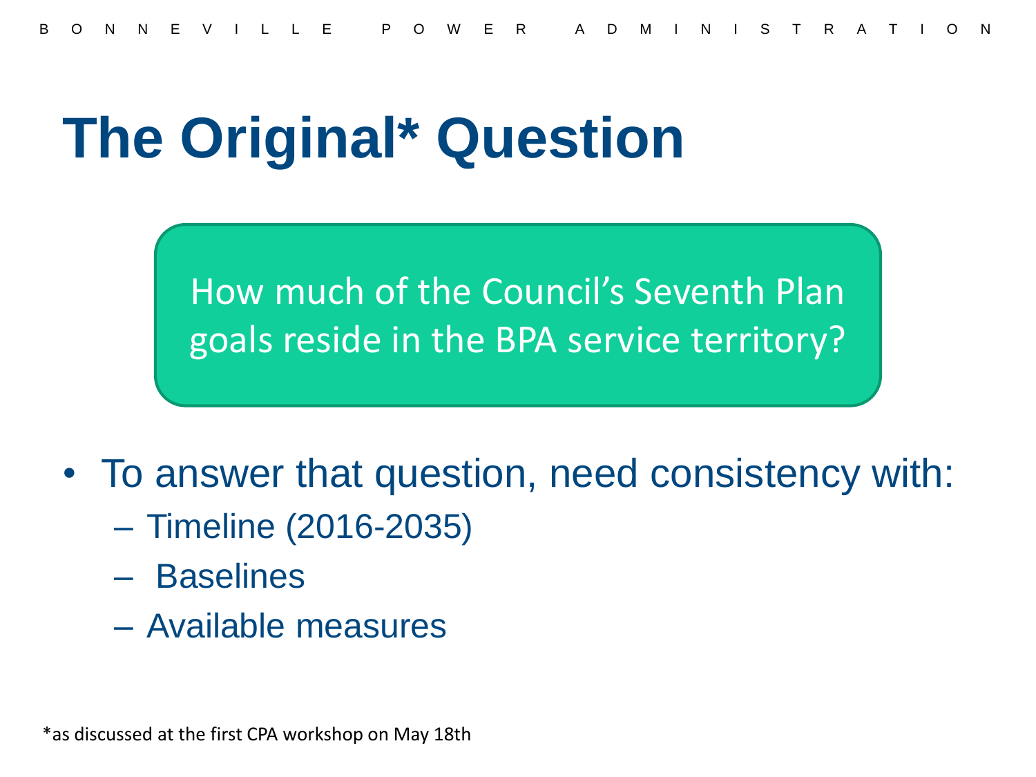# The Original* Question

How much of the Council's Seventh Plan goals reside in the BPA service territory?

- To answer that question, need consistency with:
  - Timeline (2016-2035)
  - Baselines
  - Available measures

*as discussed at the first CPA workshop on May 18th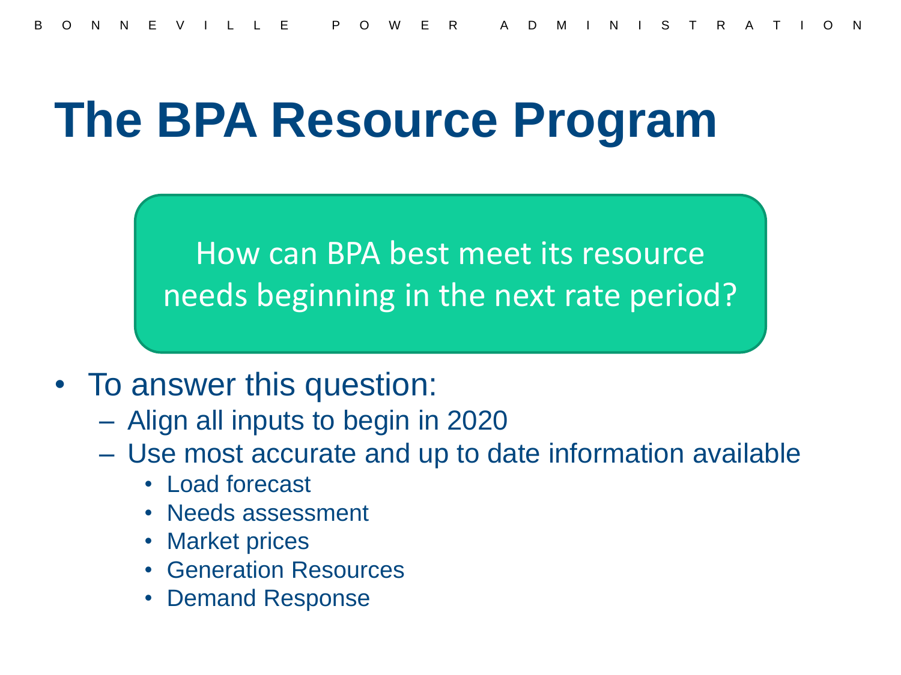# The BPA Resource Program

How can BPA best meet its resource needs beginning in the next rate period?

- To answer this question:
  - Align all inputs to begin in 2020
  - Use most accurate and up to date information available
    - Load forecast
    - Needs assessment
    - Market prices
    - Generation Resources
    - Demand Response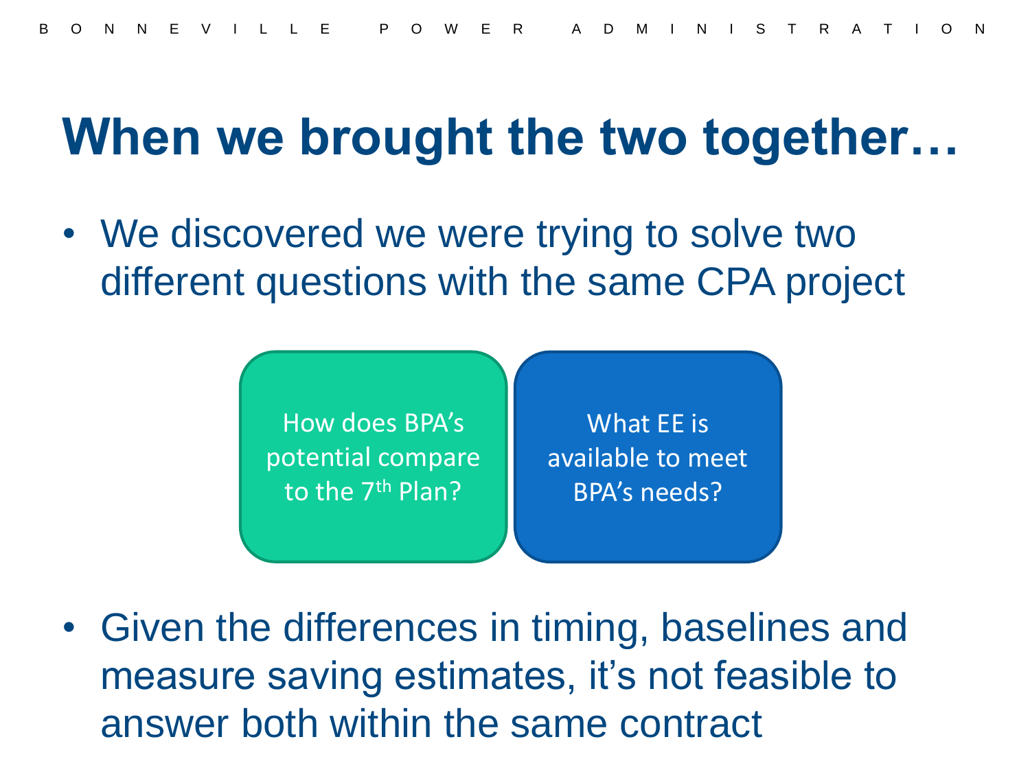# When we brought the two together…

- We discovered we were trying to solve two different questions with the same CPA project

How does BPA's potential compare to the 7th Plan?

What EE is available to meet BPA's needs?

- Given the differences in timing, baselines and measure saving estimates, it's not feasible to answer both within the same contract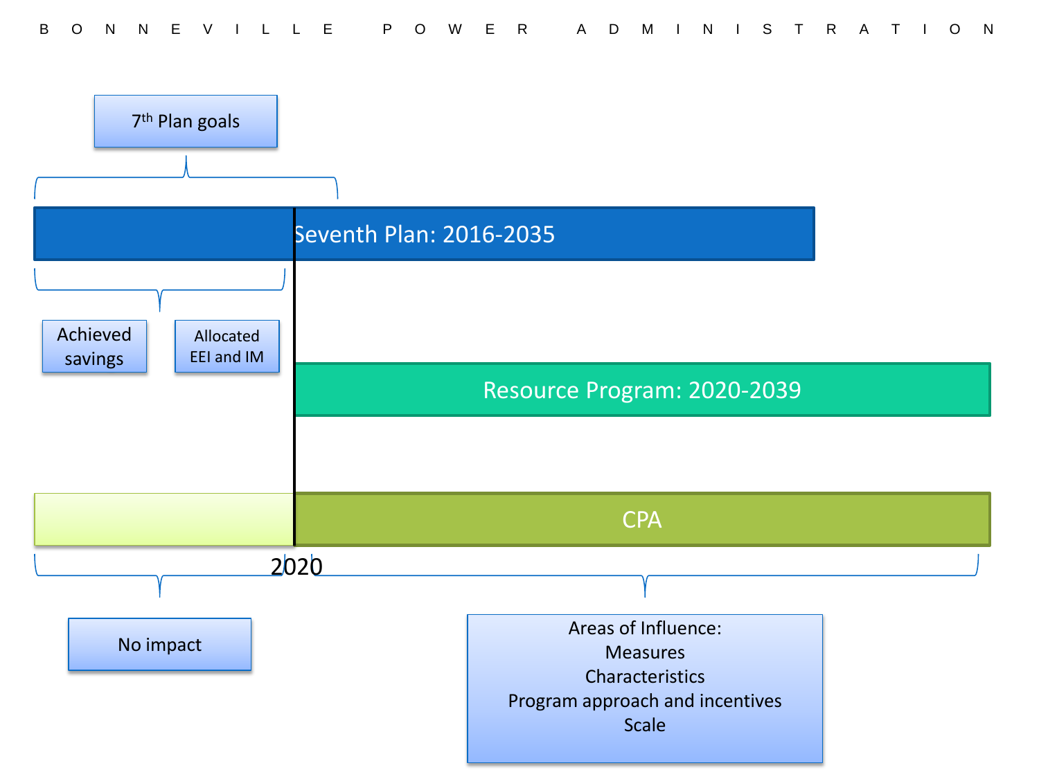7th Plan goals

Seventh Plan: 2016-2035

Achieved savings

Allocated EEI and IM

Resource Program: 2020-2039

CPA

2020

No impact

Areas of Influence:
Measures
Characteristics
Program approach and incentives
Scale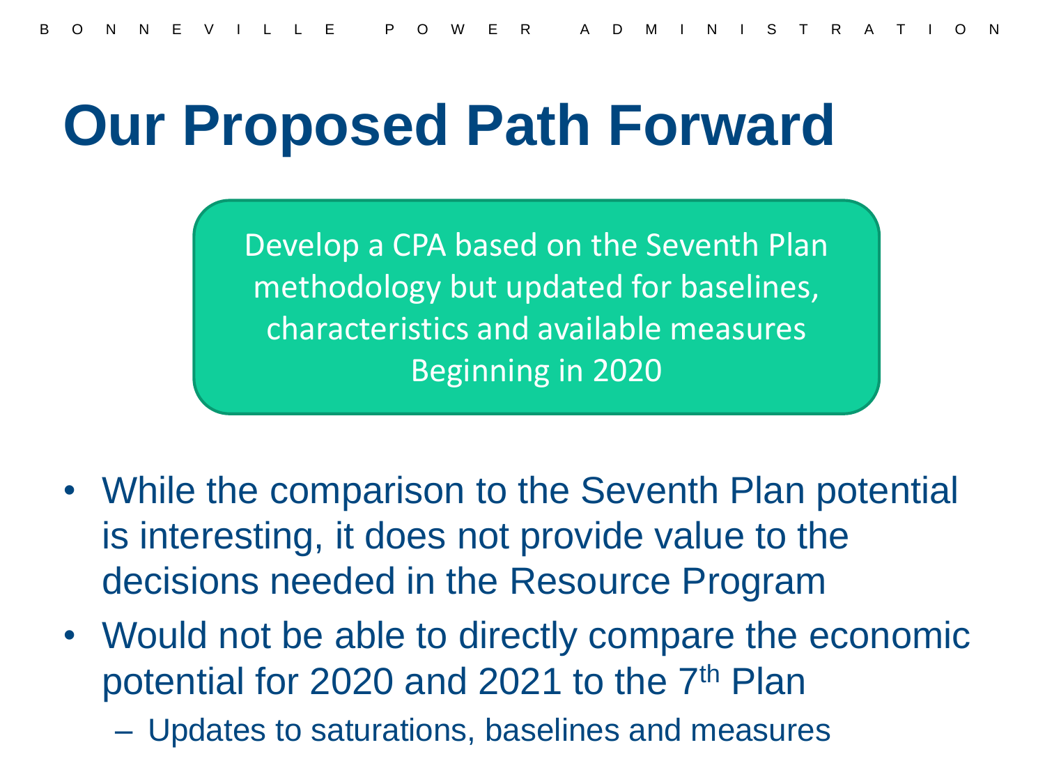# Our Proposed Path Forward

Develop a CPA based on the Seventh Plan methodology but updated for baselines, characteristics and available measures Beginning in 2020

- While the comparison to the Seventh Plan potential is interesting, it does not provide value to the decisions needed in the Resource Program
- Would not be able to directly compare the economic potential for 2020 and 2021 to the 7th Plan
  - Updates to saturations, baselines and measures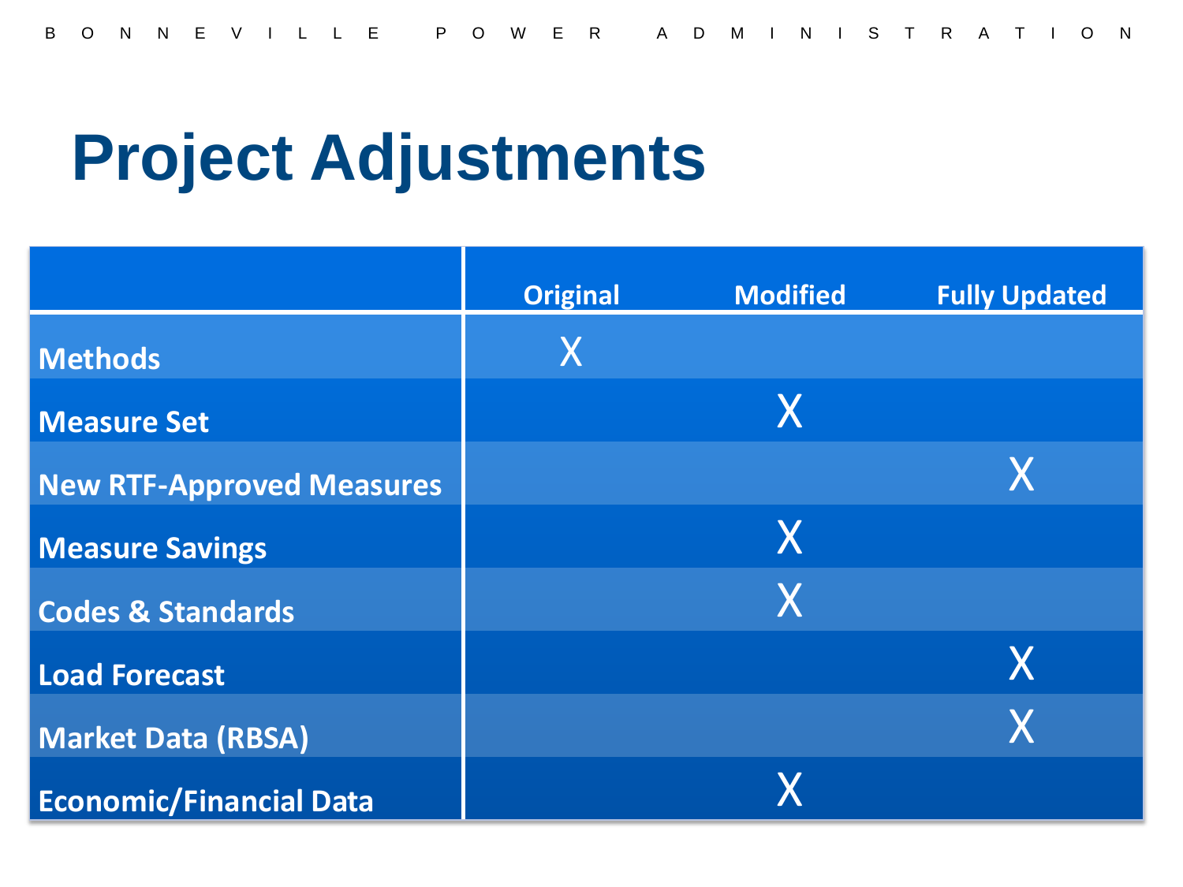# Project Adjustments

| | Original | Modified | Fully Updated |
|---|---|---|---|
| Methods | X | | |
| Measure Set | | X | |
| New RTF-Approved Measures | | | X |
| Measure Savings | | X | |
| Codes & Standards | | X | |
| Load Forecast | | | X |
| Market Data (RBSA) | | | X |
| Economic/Financial Data | | X | |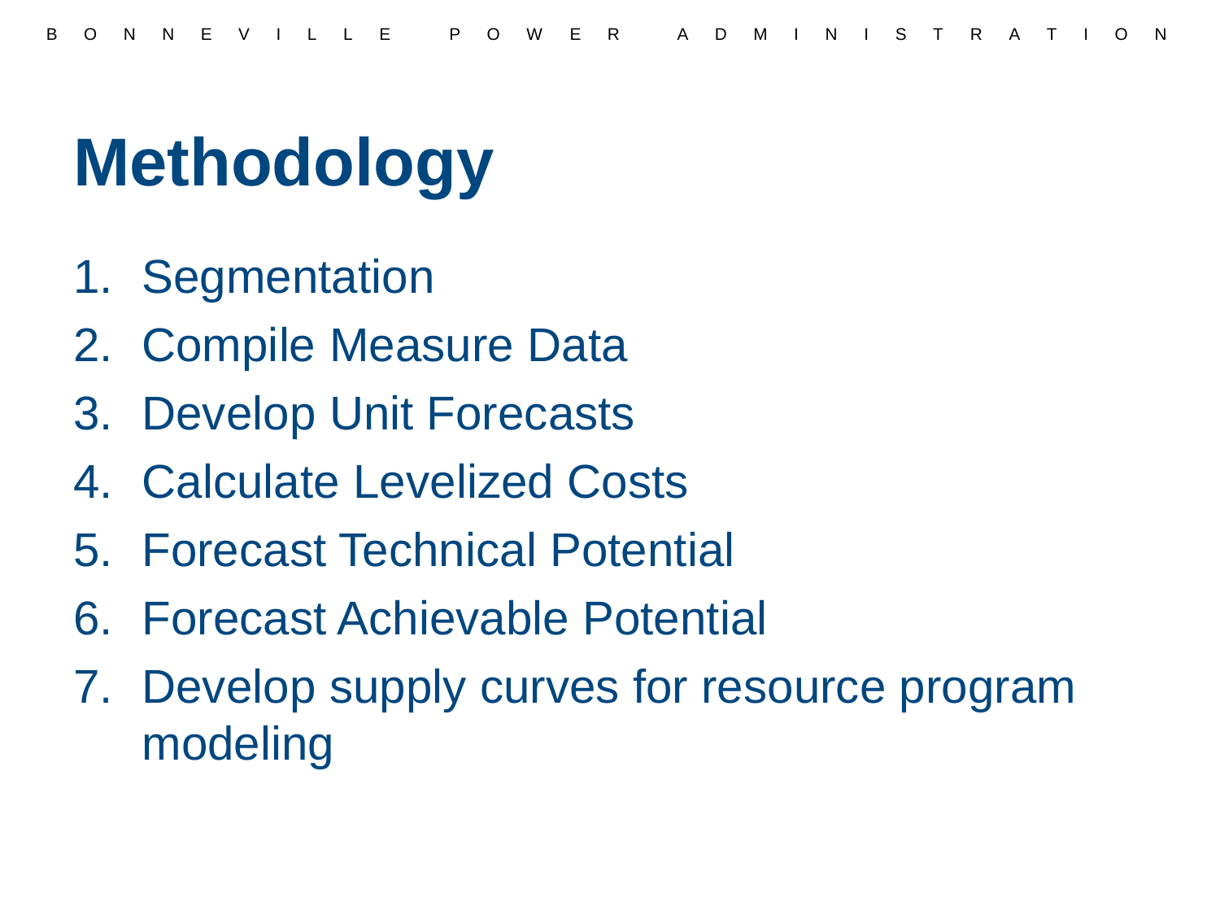# Methodology

1. Segmentation
2. Compile Measure Data
3. Develop Unit Forecasts
4. Calculate Levelized Costs
5. Forecast Technical Potential
6. Forecast Achievable Potential
7. Develop supply curves for resource program modeling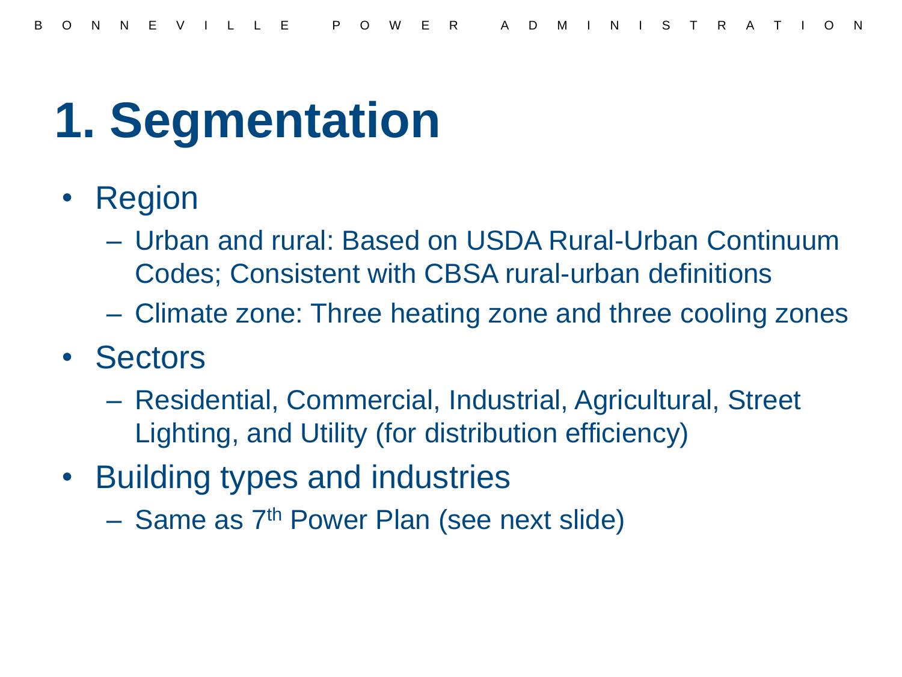# 1. Segmentation

- Region
  - Urban and rural: Based on USDA Rural-Urban Continuum Codes; Consistent with CBSA rural-urban definitions
  - Climate zone: Three heating zone and three cooling zones
- Sectors
  - Residential, Commercial, Industrial, Agricultural, Street Lighting, and Utility (for distribution efficiency)
- Building types and industries
  - Same as 7th Power Plan (see next slide)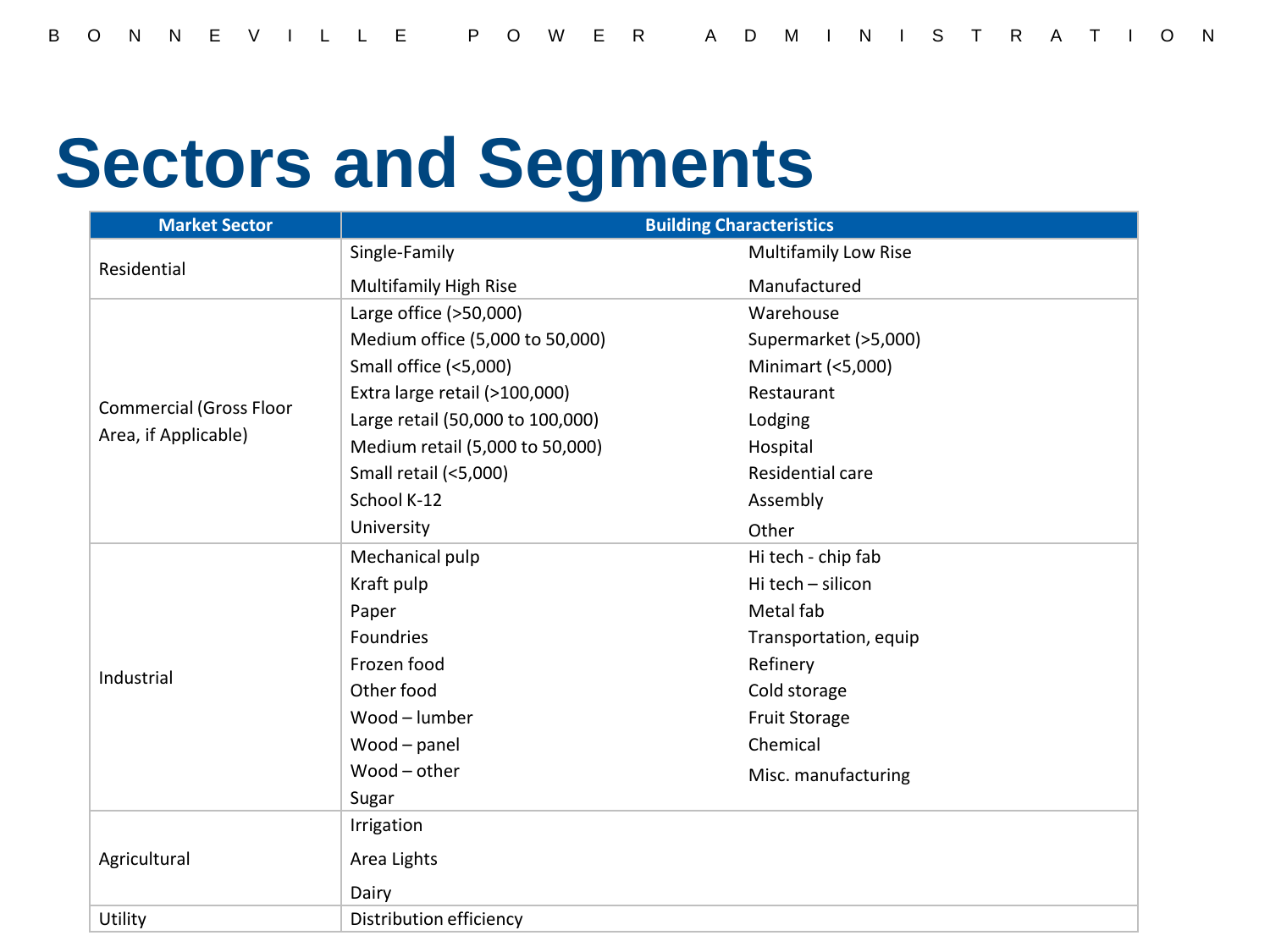# Sectors and Segments

| Market Sector | Building Characteristics | |
|---|---|---|
| Residential | Single-Family | Multifamily Low Rise |
| | Multifamily High Rise | Manufactured |
| Commercial (Gross Floor Area, if Applicable) | Large office (>50,000) | Warehouse |
| | Medium office (5,000 to 50,000) | Supermarket (>5,000) |
| | Small office (<5,000) | Minimart (<5,000) |
| | Extra large retail (>100,000) | Restaurant |
| | Large retail (50,000 to 100,000) | Lodging |
| | Medium retail (5,000 to 50,000) | Hospital |
| | Small retail (<5,000) | Residential care |
| | School K-12 | Assembly |
| | University | Other |
| Industrial | Mechanical pulp | Hi tech - chip fab |
| | Kraft pulp | Hi tech – silicon |
| | Paper | Metal fab |
| | Foundries | Transportation, equip |
| | Frozen food | Refinery |
| | Other food | Cold storage |
| | Wood – lumber | Fruit Storage |
| | Wood – panel | Chemical |
| | Wood – other | Misc. manufacturing |
| | Sugar | |
| Agricultural | Irrigation | |
| | Area Lights | |
| | Dairy | |
| Utility | Distribution efficiency | |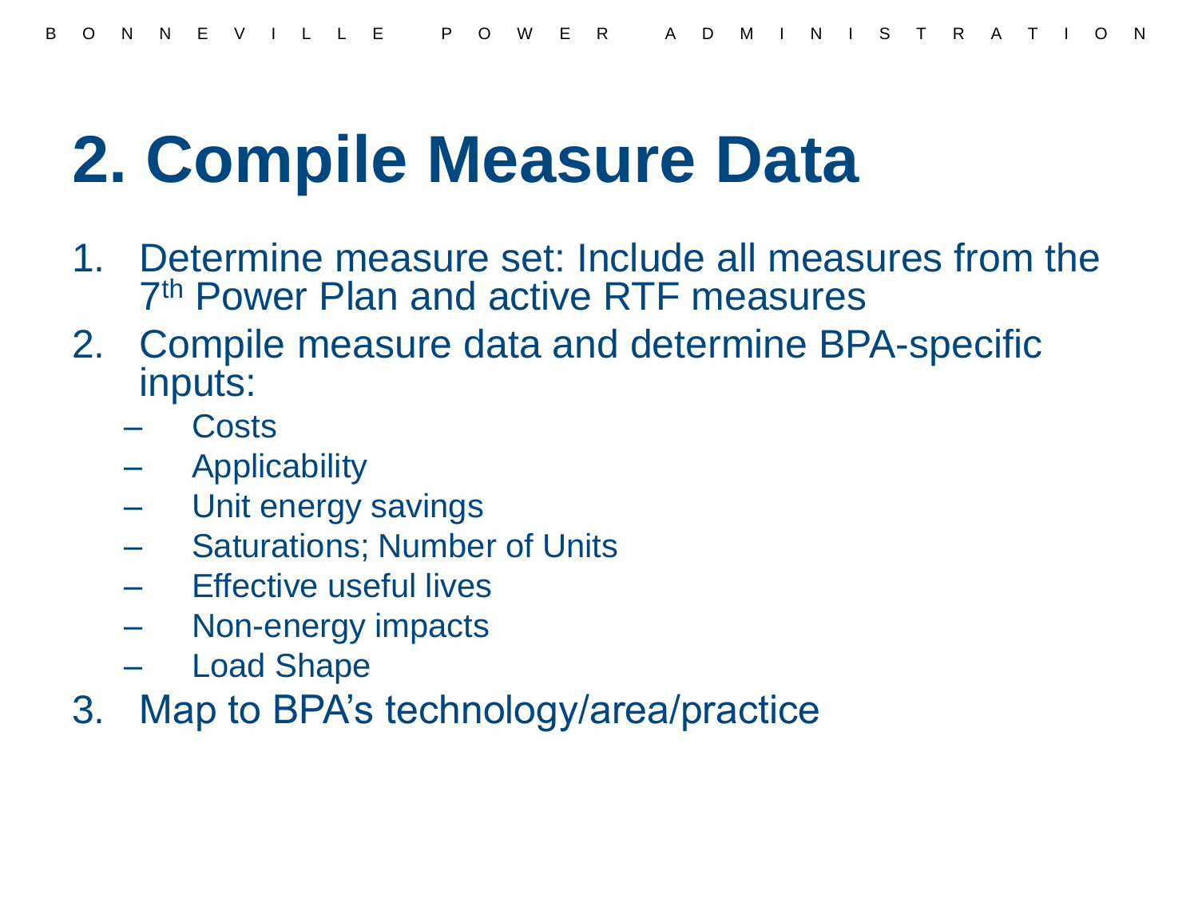# 2. Compile Measure Data

1. Determine measure set: Include all measures from the 7th Power Plan and active RTF measures
2. Compile measure data and determine BPA-specific inputs:
   - Costs
   - Applicability
   - Unit energy savings
   - Saturations; Number of Units
   - Effective useful lives
   - Non-energy impacts
   - Load Shape
3. Map to BPA's technology/area/practice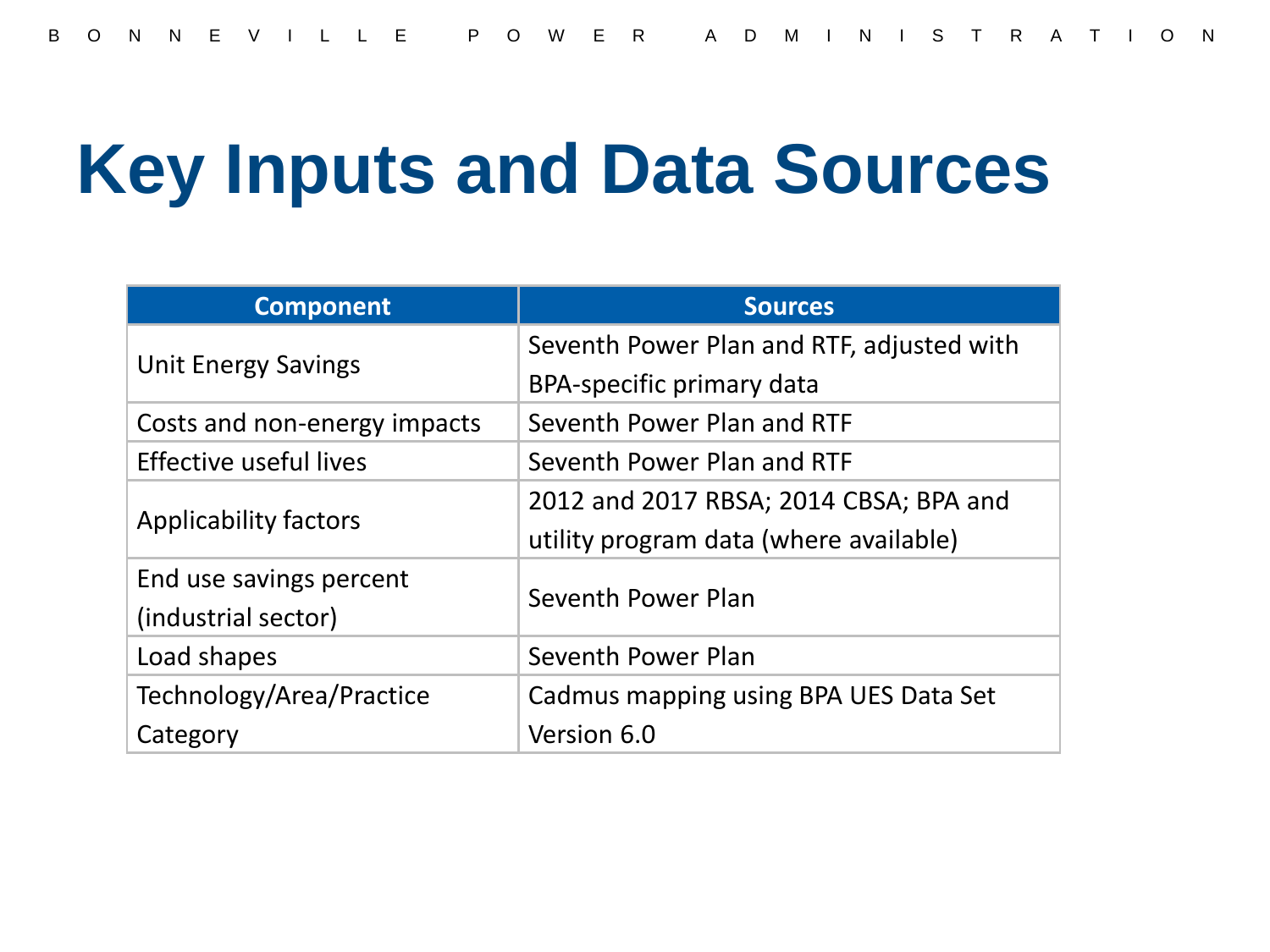# Key Inputs and Data Sources

| Component | Sources |
|---|---|
| Unit Energy Savings | Seventh Power Plan and RTF, adjusted with BPA-specific primary data |
| Costs and non-energy impacts | Seventh Power Plan and RTF |
| Effective useful lives | Seventh Power Plan and RTF |
| Applicability factors | 2012 and 2017 RBSA; 2014 CBSA; BPA and utility program data (where available) |
| End use savings percent (industrial sector) | Seventh Power Plan |
| Load shapes | Seventh Power Plan |
| Technology/Area/Practice Category | Cadmus mapping using BPA UES Data Set Version 6.0 |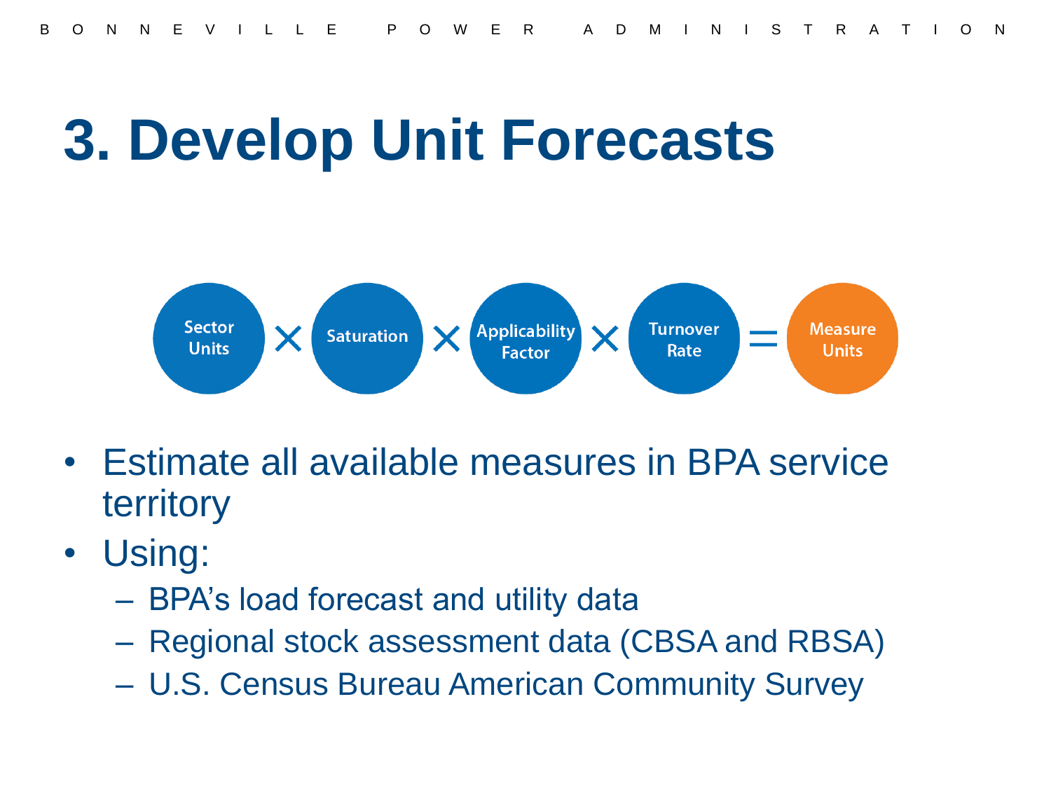# 3. Develop Unit Forecasts

Sector Units × Saturation × Applicability Factor × Turnover Rate = Measure Units

- Estimate all available measures in BPA service territory
- Using:
  - BPA's load forecast and utility data
  - Regional stock assessment data (CBSA and RBSA)
  - U.S. Census Bureau American Community Survey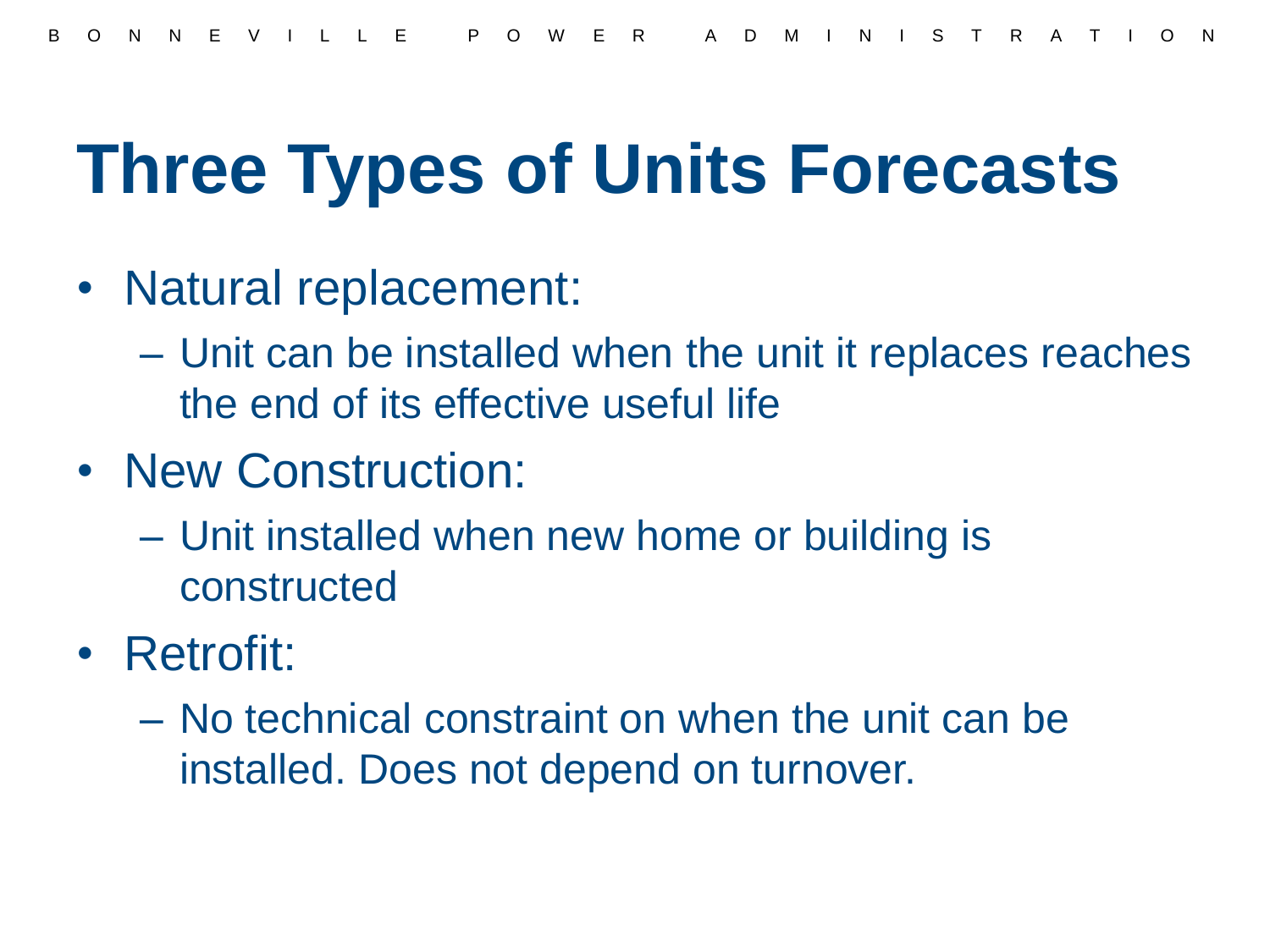# Three Types of Units Forecasts

- Natural replacement:
  - Unit can be installed when the unit it replaces reaches the end of its effective useful life
- New Construction:
  - Unit installed when new home or building is constructed
- Retrofit:
  - No technical constraint on when the unit can be installed. Does not depend on turnover.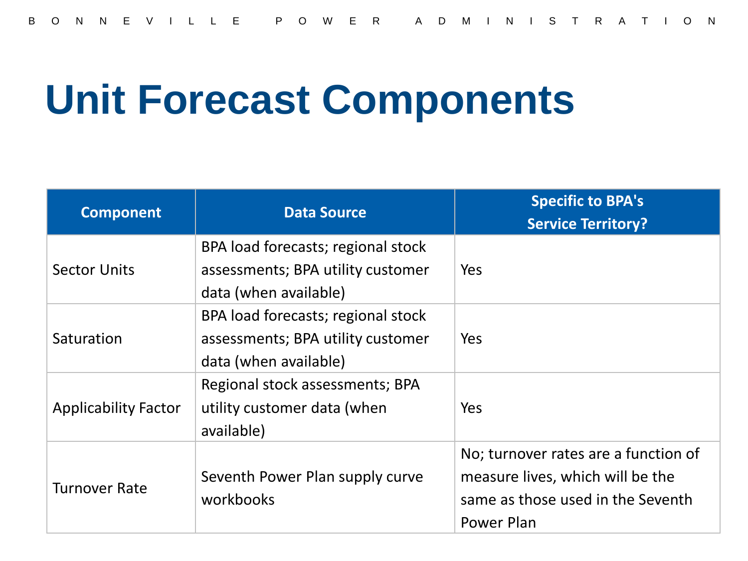# Unit Forecast Components

| Component | Data Source | Specific to BPA's Service Territory? |
|---|---|---|
| Sector Units | BPA load forecasts; regional stock assessments; BPA utility customer data (when available) | Yes |
| Saturation | BPA load forecasts; regional stock assessments; BPA utility customer data (when available) | Yes |
| Applicability Factor | Regional stock assessments; BPA utility customer data (when available) | Yes |
| Turnover Rate | Seventh Power Plan supply curve workbooks | No; turnover rates are a function of measure lives, which will be the same as those used in the Seventh Power Plan |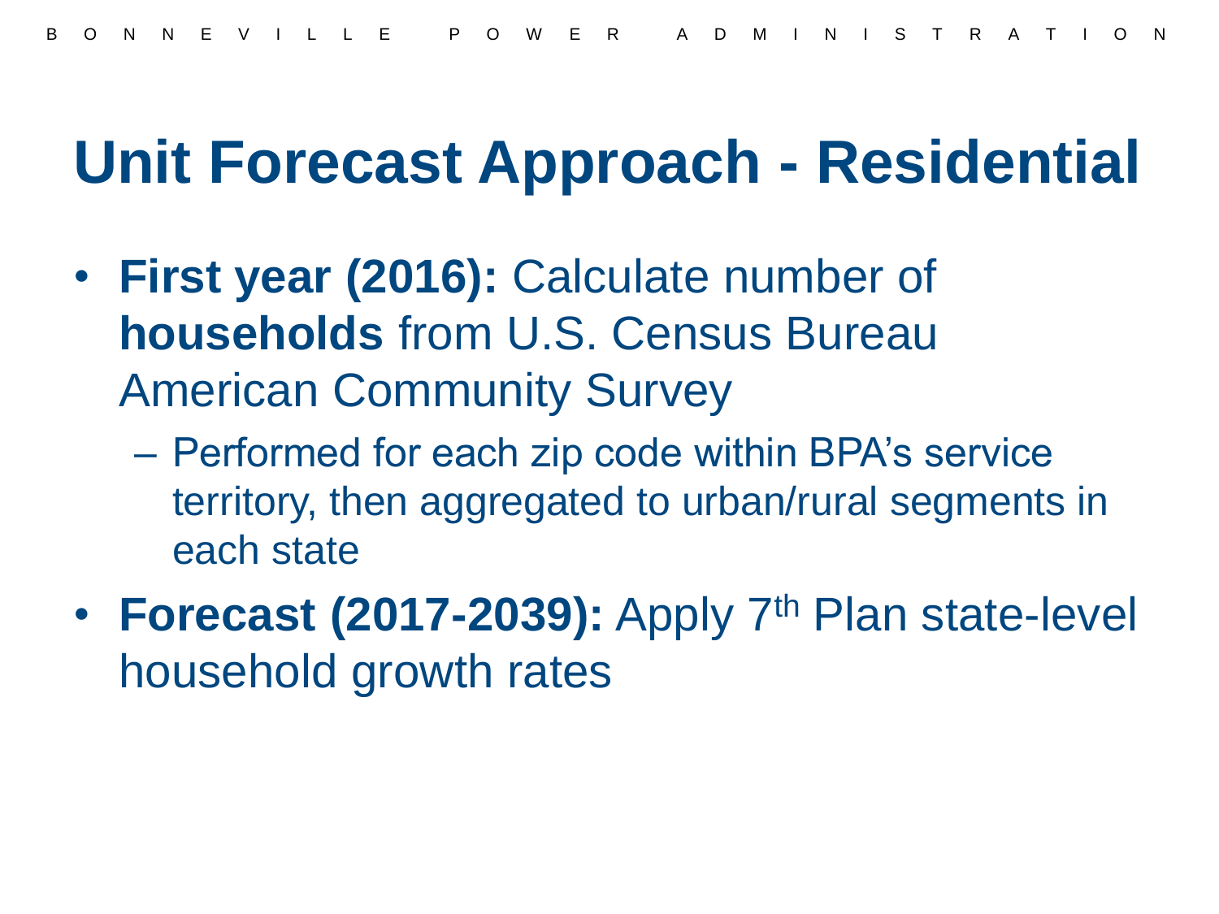# Unit Forecast Approach - Residential

- **First year (2016):** Calculate number of **households** from U.S. Census Bureau American Community Survey
  - Performed for each zip code within BPA's service territory, then aggregated to urban/rural segments in each state
- **Forecast (2017-2039):** Apply 7$^{th}$ Plan state-level household growth rates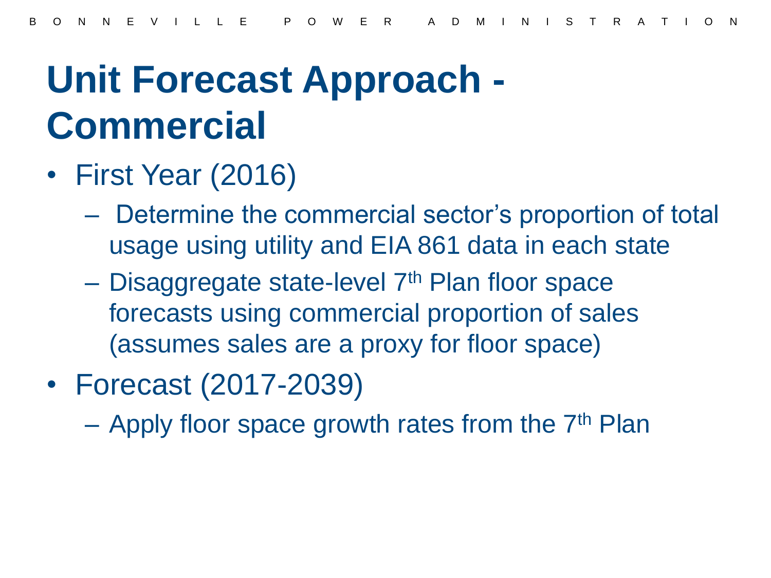# Unit Forecast Approach - Commercial

- First Year (2016)
  - Determine the commercial sector's proportion of total usage using utility and EIA 861 data in each state
  - Disaggregate state-level 7th Plan floor space forecasts using commercial proportion of sales (assumes sales are a proxy for floor space)
- Forecast (2017-2039)
  - Apply floor space growth rates from the 7th Plan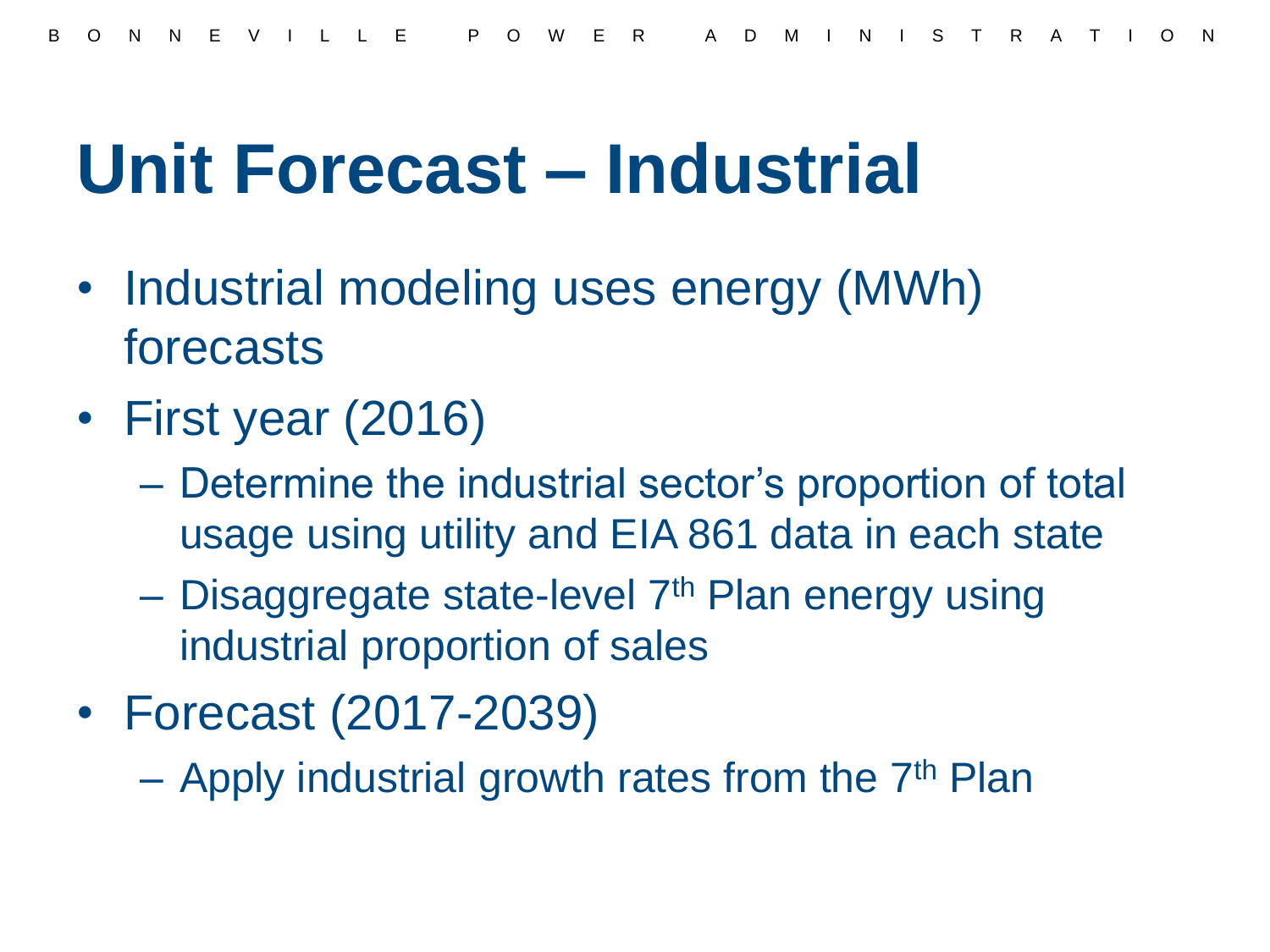# Unit Forecast – Industrial

- Industrial modeling uses energy (MWh) forecasts
- First year (2016)
  - Determine the industrial sector's proportion of total usage using utility and EIA 861 data in each state
  - Disaggregate state-level 7th Plan energy using industrial proportion of sales
- Forecast (2017-2039)
  - Apply industrial growth rates from the 7th Plan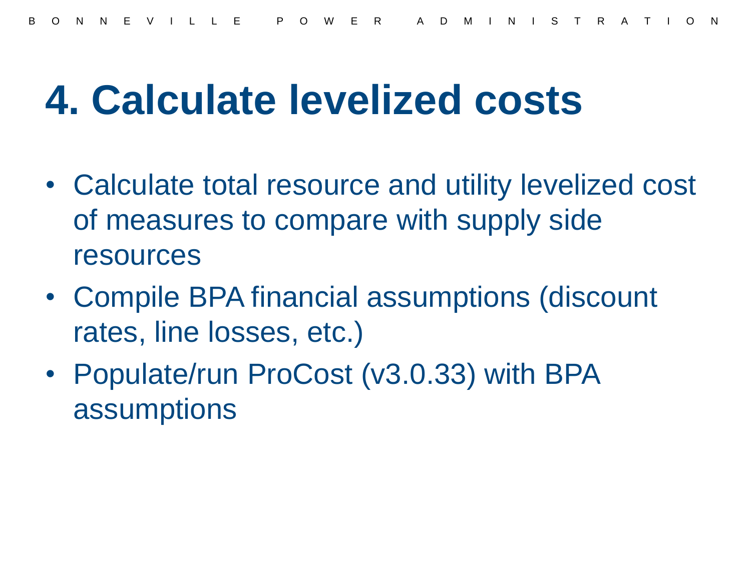# 4. Calculate levelized costs

- Calculate total resource and utility levelized cost of measures to compare with supply side resources
- Compile BPA financial assumptions (discount rates, line losses, etc.)
- Populate/run ProCost (v3.0.33) with BPA assumptions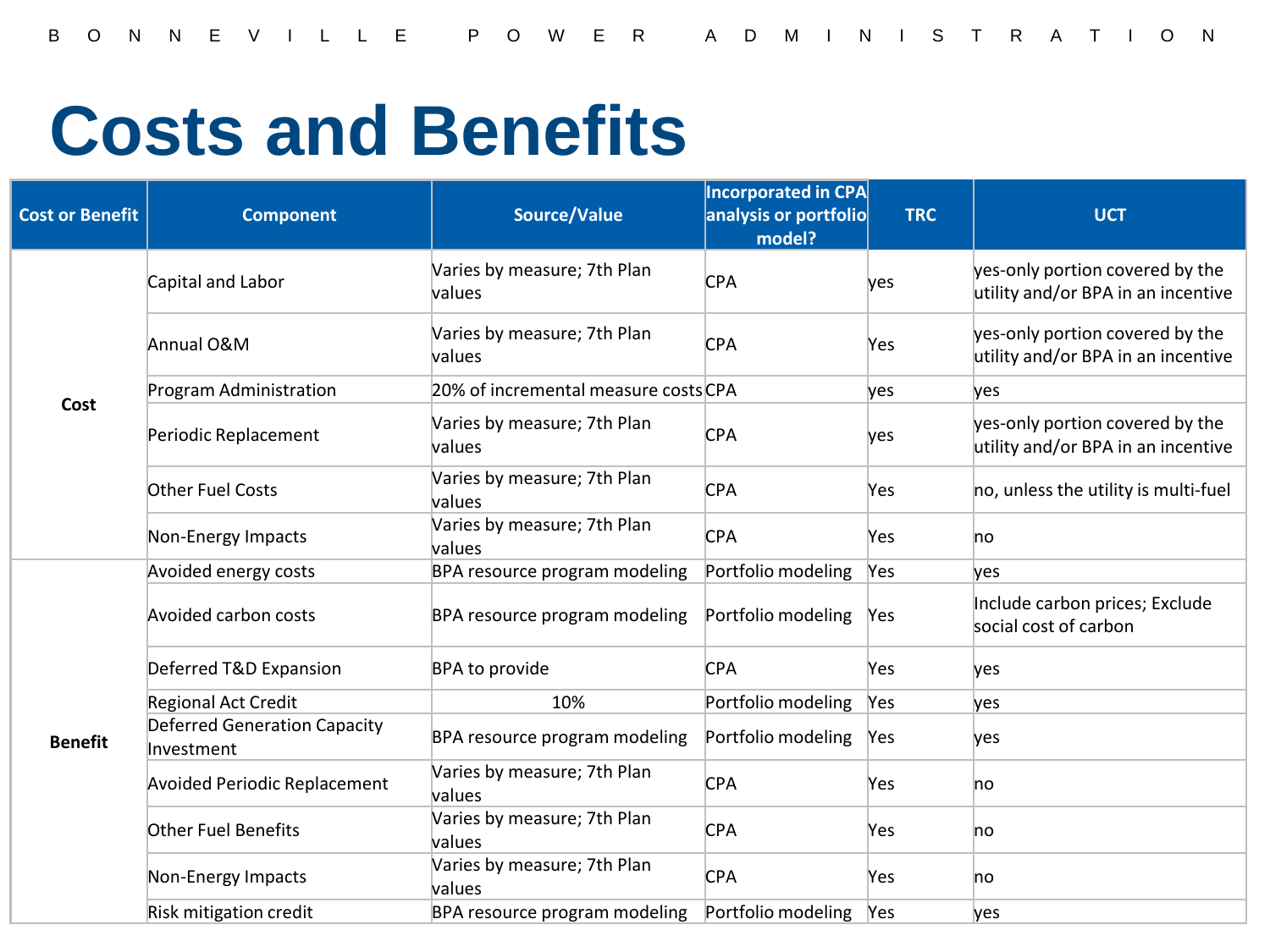# Costs and Benefits

| Cost or Benefit | Component | Source/Value | Incorporated in CPA analysis or portfolio model? | TRC | UCT |
|---|---|---|---|---|---|
| Cost | Capital and Labor | Varies by measure; 7th Plan values | CPA | yes | yes-only portion covered by the utility and/or BPA in an incentive |
| | Annual O&M | Varies by measure; 7th Plan values | CPA | Yes | yes-only portion covered by the utility and/or BPA in an incentive |
| | Program Administration | 20% of incremental measure costs | CPA | yes | yes |
| | Periodic Replacement | Varies by measure; 7th Plan values | CPA | yes | yes-only portion covered by the utility and/or BPA in an incentive |
| | Other Fuel Costs | Varies by measure; 7th Plan values | CPA | Yes | no, unless the utility is multi-fuel |
| | Non-Energy Impacts | Varies by measure; 7th Plan values | CPA | Yes | no |
| Benefit | Avoided energy costs | BPA resource program modeling | Portfolio modeling | Yes | yes |
| | Avoided carbon costs | BPA resource program modeling | Portfolio modeling | Yes | Include carbon prices; Exclude social cost of carbon |
| | Deferred T&D Expansion | BPA to provide | CPA | Yes | yes |
| | Regional Act Credit | 10% | Portfolio modeling | Yes | yes |
| | Deferred Generation Capacity Investment | BPA resource program modeling | Portfolio modeling | Yes | yes |
| | Avoided Periodic Replacement | Varies by measure; 7th Plan values | CPA | Yes | no |
| | Other Fuel Benefits | Varies by measure; 7th Plan values | CPA | Yes | no |
| | Non-Energy Impacts | Varies by measure; 7th Plan values | CPA | Yes | no |
| | Risk mitigation credit | BPA resource program modeling | Portfolio modeling | Yes | yes |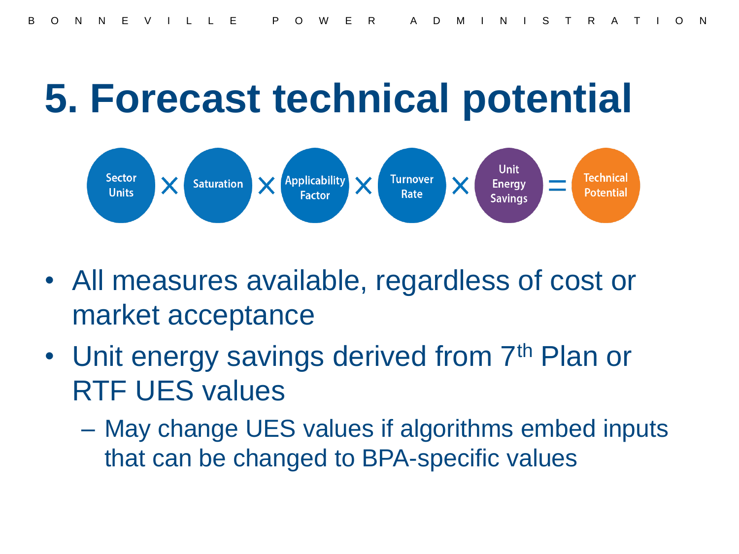# 5. Forecast technical potential

Sector Units × Saturation × Applicability Factor × Turnover Rate × Unit Energy Savings = Technical Potential

- All measures available, regardless of cost or market acceptance
- Unit energy savings derived from 7th Plan or RTF UES values
  - May change UES values if algorithms embed inputs that can be changed to BPA-specific values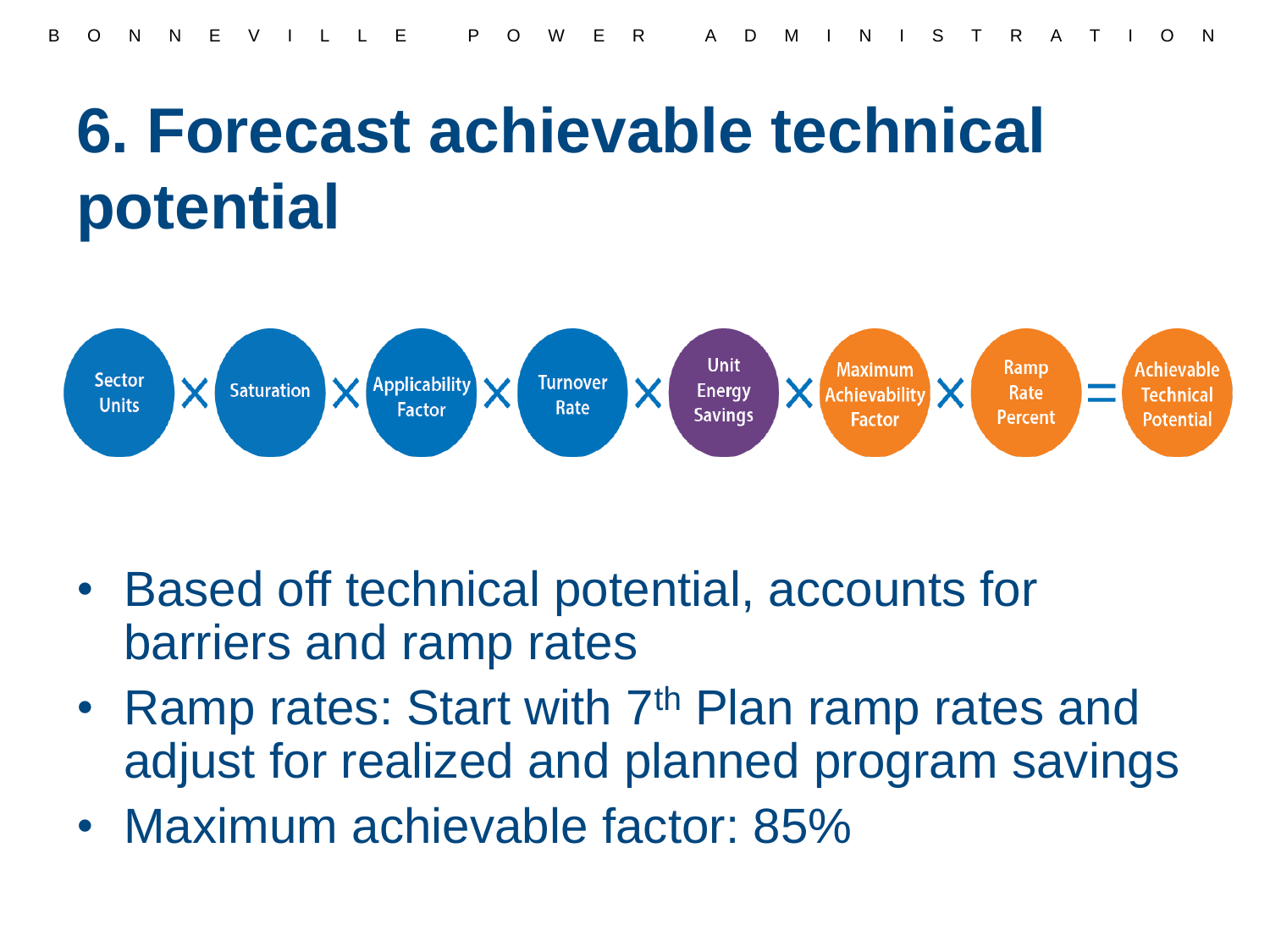# 6. Forecast achievable technical potential

Sector Units × Saturation × Applicability Factor × Turnover Rate × Unit Energy Savings × Maximum Achievability Factor × Ramp Rate Percent = Achievable Technical Potential

- Based off technical potential, accounts for barriers and ramp rates
- Ramp rates: Start with 7th Plan ramp rates and adjust for realized and planned program savings
- Maximum achievable factor: 85%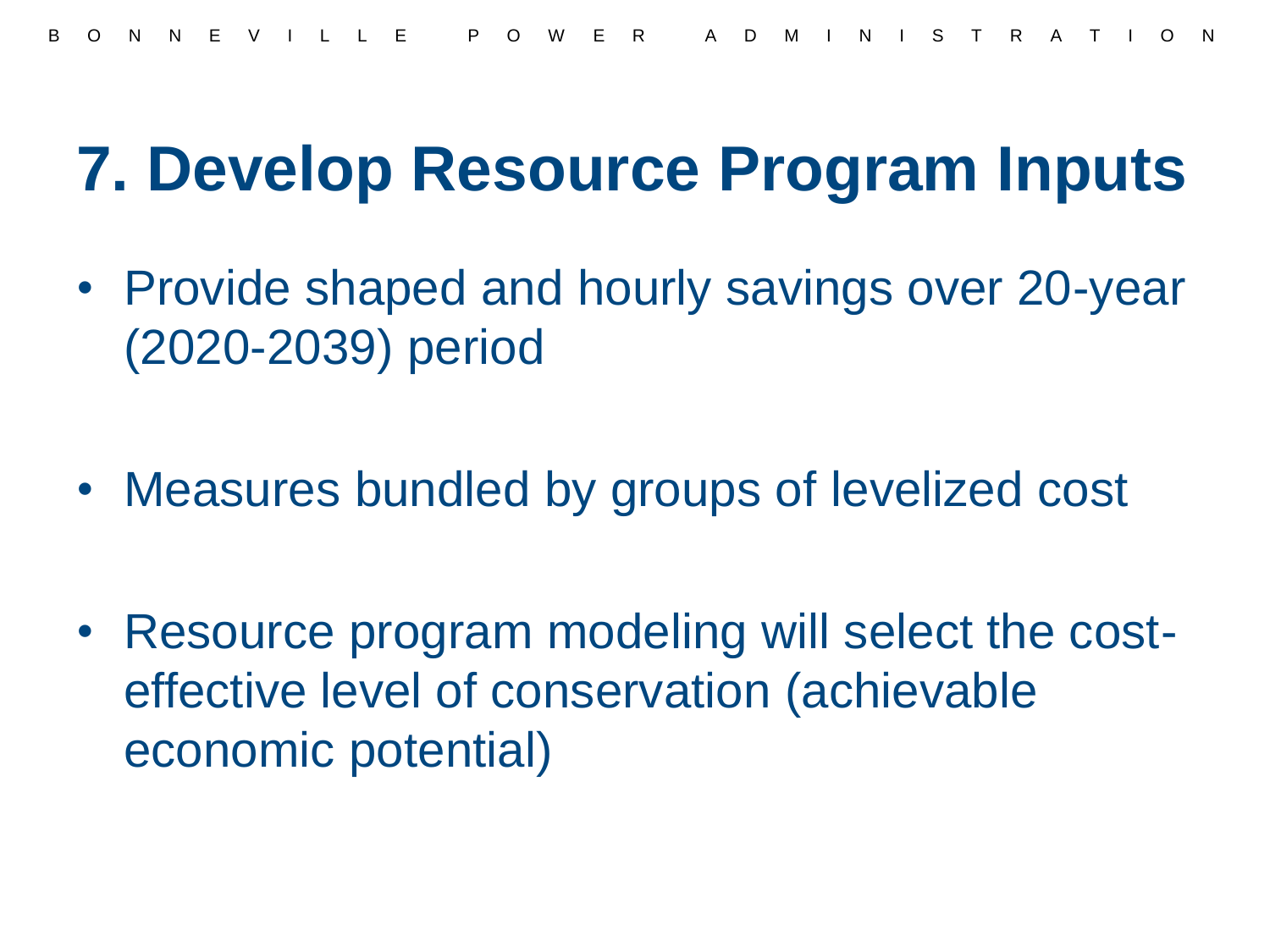# 7. Develop Resource Program Inputs

- Provide shaped and hourly savings over 20-year (2020-2039) period
- Measures bundled by groups of levelized cost
- Resource program modeling will select the cost-effective level of conservation (achievable economic potential)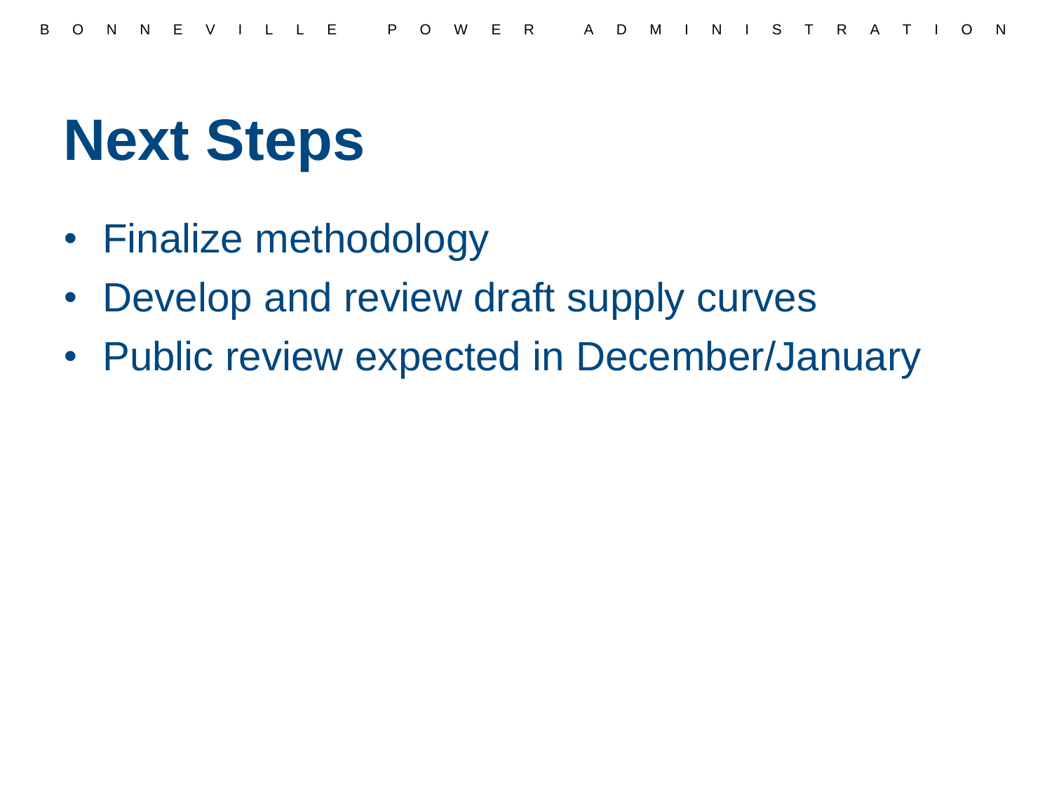# Next Steps

- Finalize methodology
- Develop and review draft supply curves
- Public review expected in December/January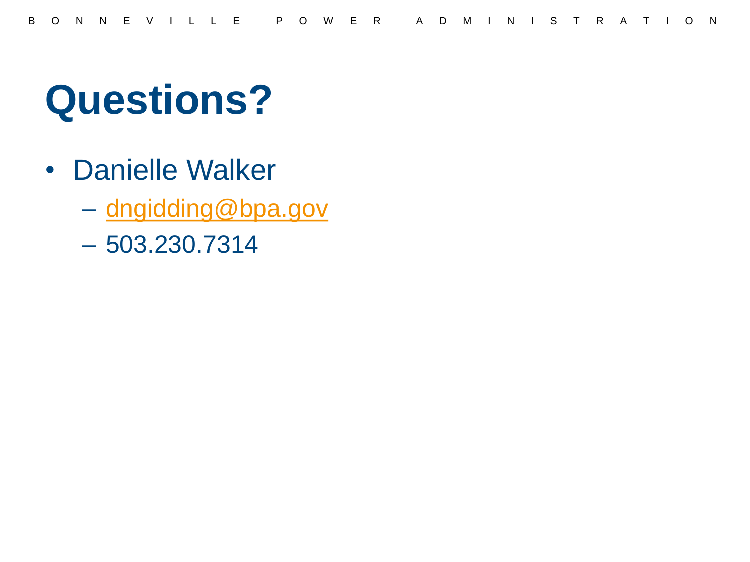# Questions?

- Danielle Walker
  - dngidding@bpa.gov
  - 503.230.7314